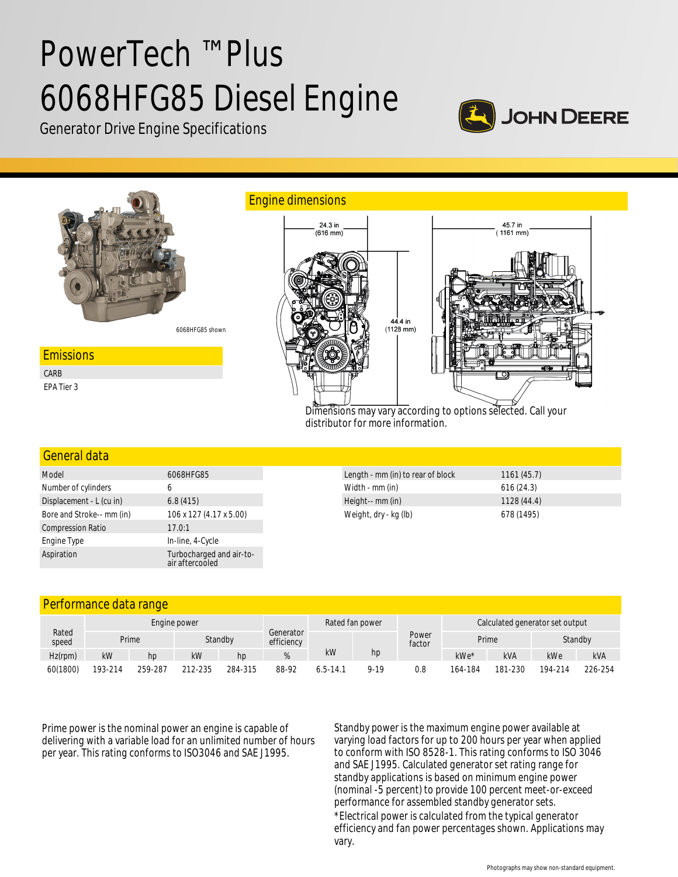# PowerTech ™Plus 6068HFG85 Diesel Engine

Generator Drive Engine Specifications

JOHN DEERE

6068HFG85 shown

## Emissions

CARB

EPA Tier 3

## Engine dimensions

24.3 in (616 mm)

45.7 in (1161 mm)

44.4 in (1128 mm)

Dimensions may vary according to options selected. Call your distributor for more information.

## General data

| | |
|---|---|
| Model | 6068HFG85 |
| Number of cylinders | 6 |
| Displacement - L (cu in) | 6.8 (415) |
| Bore and Stroke-- mm (in) | 106 x 127 (4.17 x 5.00) |
| Compression Ratio | 17.0:1 |
| Engine Type | In-line, 4-Cycle |
| Aspiration | Turbocharged and air-to-air aftercooled |

| | |
|---|---|
| Length - mm (in) to rear of block | 1161 (45.7) |
| Width - mm (in) | 616 (24.3) |
| Height-- mm (in) | 1128 (44.4) |
| Weight, dry - kg (lb) | 678 (1495) |

## Performance data range

| Rated speed | Engine power | | | | Generator efficiency | Rated fan power | | Power factor | Calculated generator set output | | | |
|---|---|---|---|---|---|---|---|---|---|---|---|---|
| | Prime | | Standby | | | | | | Prime | | Standby | |
| Hz(rpm) | kW | hp | kW | hp | % | kW | hp | | kWe* | kVA | kWe | kVA |
| 60(1800) | 193-214 | 259-287 | 212-235 | 284-315 | 88-92 | 6.5-14.1 | 9-19 | 0.8 | 164-184 | 181-230 | 194-214 | 226-254 |

Prime power is the nominal power an engine is capable of delivering with a variable load for an unlimited number of hours per year. This rating conforms to ISO3046 and SAE J1995.

Standby power is the maximum engine power available at varying load factors for up to 200 hours per year when applied to conform with ISO 8528-1. This rating conforms to ISO 3046 and SAE J1995. Calculated generator set rating range for standby applications is based on minimum engine power (nominal -5 percent) to provide 100 percent meet-or-exceed performance for assembled standby generator sets.

*Electrical power is calculated from the typical generator efficiency and fan power percentages shown. Applications may vary.

Photographs may show non-standard equipment.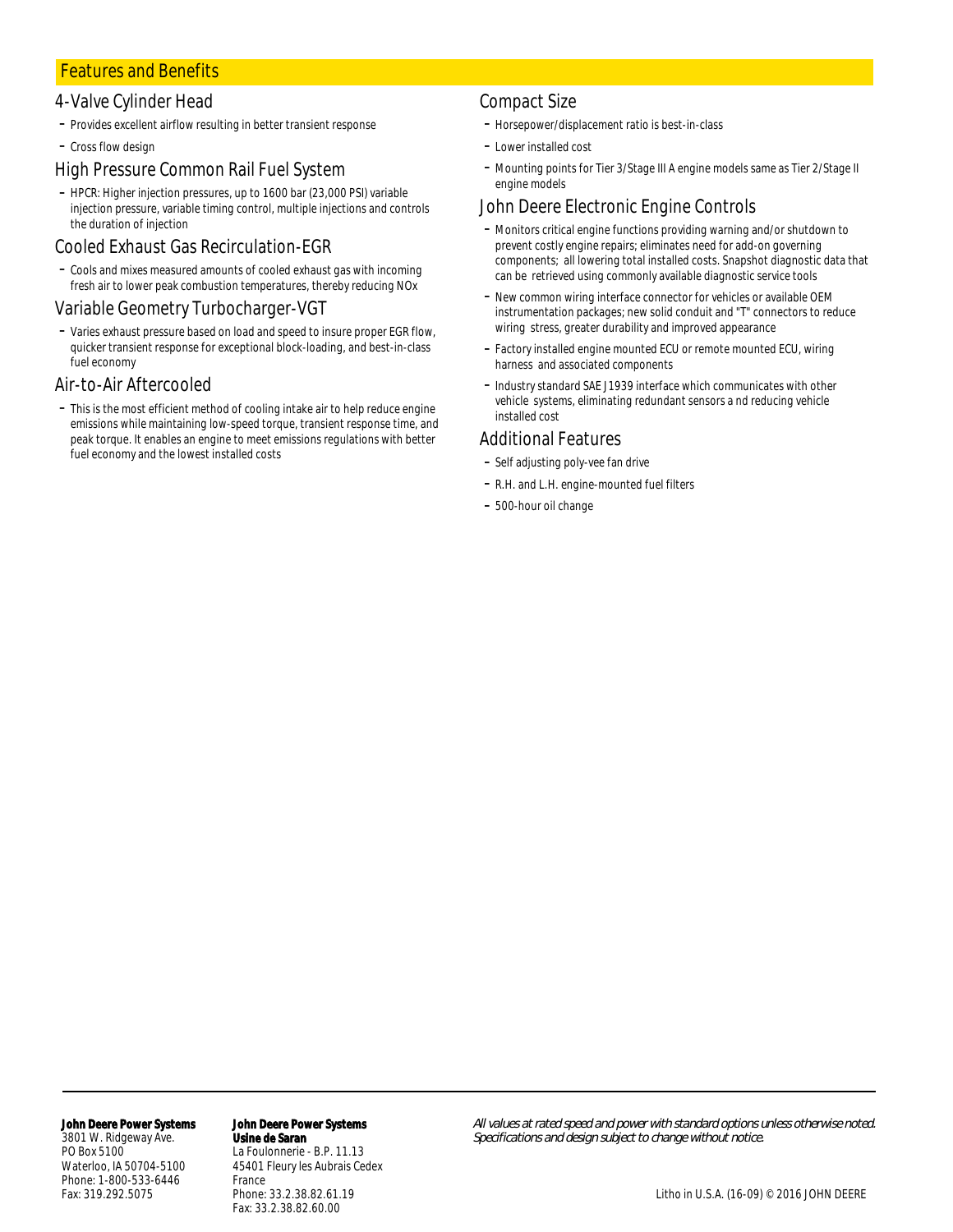## Features and Benefits

### 4-Valve Cylinder Head

- Provides excellent airflow resulting in better transient response
- Cross flow design

### High Pressure Common Rail Fuel System

- HPCR: Higher injection pressures, up to 1600 bar (23,000 PSI) variable injection pressure, variable timing control, multiple injections and controls the duration of injection

### Cooled Exhaust Gas Recirculation-EGR

- Cools and mixes measured amounts of cooled exhaust gas with incoming fresh air to lower peak combustion temperatures, thereby reducing NOx

### Variable Geometry Turbocharger-VGT

- Varies exhaust pressure based on load and speed to insure proper EGR flow, quicker transient response for exceptional block-loading, and best-in-class fuel economy

### Air-to-Air Aftercooled

- This is the most efficient method of cooling intake air to help reduce engine emissions while maintaining low-speed torque, transient response time, and peak torque. It enables an engine to meet emissions regulations with better fuel economy and the lowest installed costs

### Compact Size

- Horsepower/displacement ratio is best-in-class
- Lower installed cost
- Mounting points for Tier 3/Stage III A engine models same as Tier 2/Stage II engine models

### John Deere Electronic Engine Controls

- Monitors critical engine functions providing warning and/or shutdown to prevent costly engine repairs; eliminates need for add-on governing components; all lowering total installed costs. Snapshot diagnostic data that can be retrieved using commonly available diagnostic service tools
- New common wiring interface connector for vehicles or available OEM instrumentation packages; new solid conduit and "T" connectors to reduce wiring stress, greater durability and improved appearance
- Factory installed engine mounted ECU or remote mounted ECU, wiring harness and associated components
- Industry standard SAE J1939 interface which communicates with other vehicle systems, eliminating redundant sensors a nd reducing vehicle installed cost

### Additional Features

- Self adjusting poly-vee fan drive
- R.H. and L.H. engine-mounted fuel filters
- 500-hour oil change

---

**John Deere Power Systems**
3801 W. Ridgeway Ave.
PO Box 5100
Waterloo, IA 50704-5100
Phone: 1-800-533-6446
Fax: 319.292.5075

**John Deere Power Systems**
**Usine de Saran**
La Foulonnerie - B.P. 11.13
45401 Fleury les Aubrais Cedex
France
Phone: 33.2.38.82.61.19
Fax: 33.2.38.82.60.00

*All values at rated speed and power with standard options unless otherwise noted.*
*Specifications and design subject to change without notice.*

Litho in U.S.A. (16-09) © 2016 JOHN DEERE